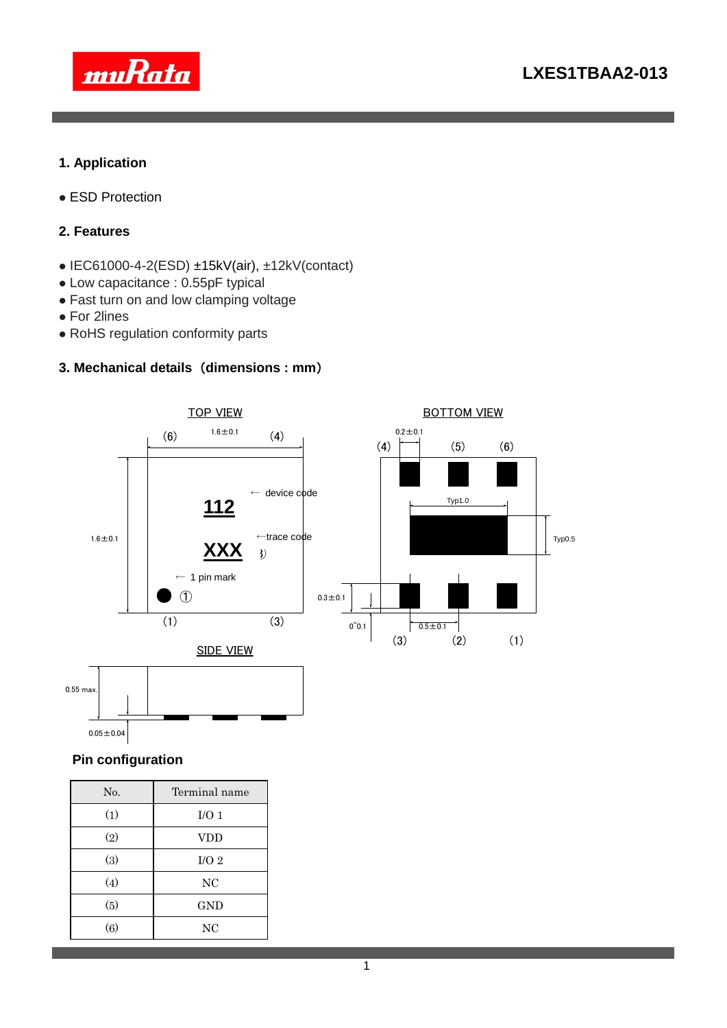**LXES1TBAA2-013**

## 1. Application

- ESD Protection

## 2. Features

- IEC61000-4-2(ESD) ±15kV(air), ±12kV(contact)
- Low capacitance : 0.55pF typical
- Fast turn on and low clamping voltage
- For 2lines
- RoHS regulation conformity parts

## 3. Mechanical details（dimensions : mm）

TOP VIEW

(6) 1.6±0.1 (4)

1.6±0.1

112 ← device code

XXX ←trace code

← 1 pin mark

①

(1) (3)

BOTTOM VIEW

0.2±0.1

(4) (5) (6)

Typ1.0

Typ0.5

0.3±0.1

0~0.1

0.5±0.1

(3) (2) (1)

SIDE VIEW

0.55 max.

0.05±0.04

### Pin configuration

| No. | Terminal name |
|---|---|
| (1) | I/O 1 |
| (2) | VDD |
| (3) | I/O 2 |
| (4) | NC |
| (5) | GND |
| (6) | NC |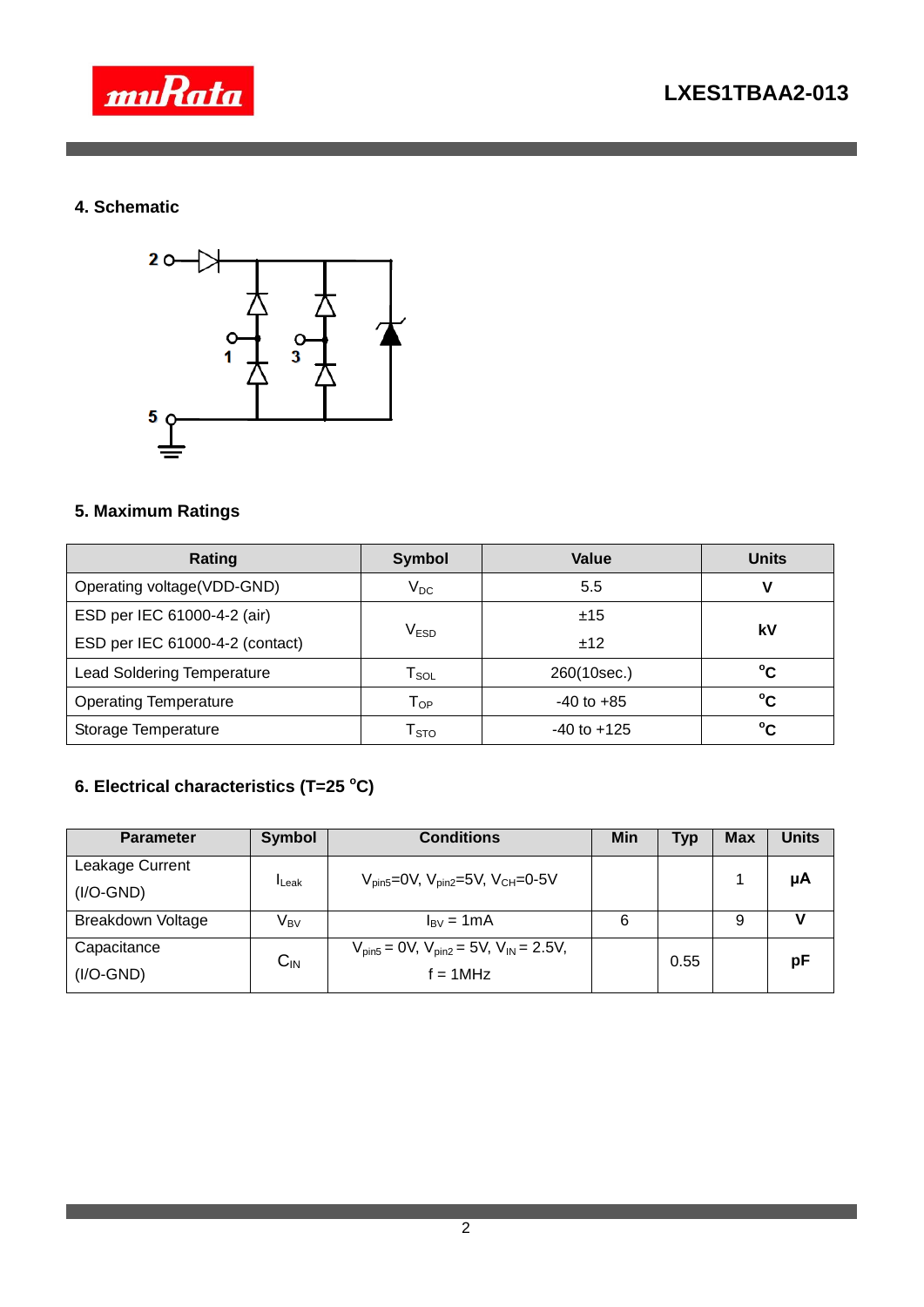## 4. Schematic

## 5. Maximum Ratings

| Rating | Symbol | Value | Units |
|---|---|---|---|
| Operating voltage(VDD-GND) | $V_{DC}$ | 5.5 | V |
| ESD per IEC 61000-4-2 (air) | $V_{ESD}$ | ±15 | kV |
| ESD per IEC 61000-4-2 (contact) | | ±12 | |
| Lead Soldering Temperature | $T_{SOL}$ | 260(10sec.) | °C |
| Operating Temperature | $T_{OP}$ | -40 to +85 | °C |
| Storage Temperature | $T_{STO}$ | -40 to +125 | °C |

## 6. Electrical characteristics (T=25 °C)

| Parameter | Symbol | Conditions | Min | Typ | Max | Units |
|---|---|---|---|---|---|---|
| Leakage Current (I/O-GND) | $I_{Leak}$ | $V_{pin5}$=0V, $V_{pin2}$=5V, $V_{CH}$=0-5V | | | 1 | μA |
| Breakdown Voltage | $V_{BV}$ | $I_{BV}$ = 1mA | 6 | | 9 | V |
| Capacitance (I/O-GND) | $C_{IN}$ | $V_{pin5}$ = 0V, $V_{pin2}$ = 5V, $V_{IN}$ = 2.5V, f = 1MHz | | 0.55 | | pF |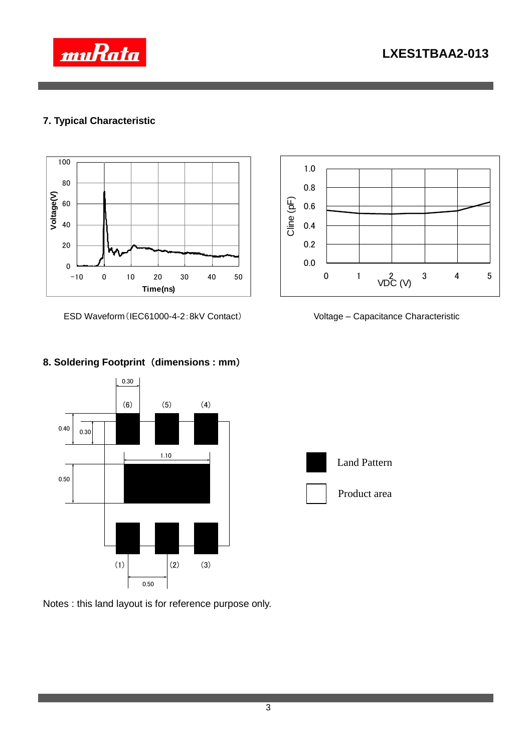## 7. Typical Characteristic

ESD Waveform（IEC61000-4-2：8kV Contact）

Voltage – Capacitance Characteristic

## 8. Soldering Footprint（dimensions : mm）

Land Pattern

Product area

Notes : this land layout is for reference purpose only.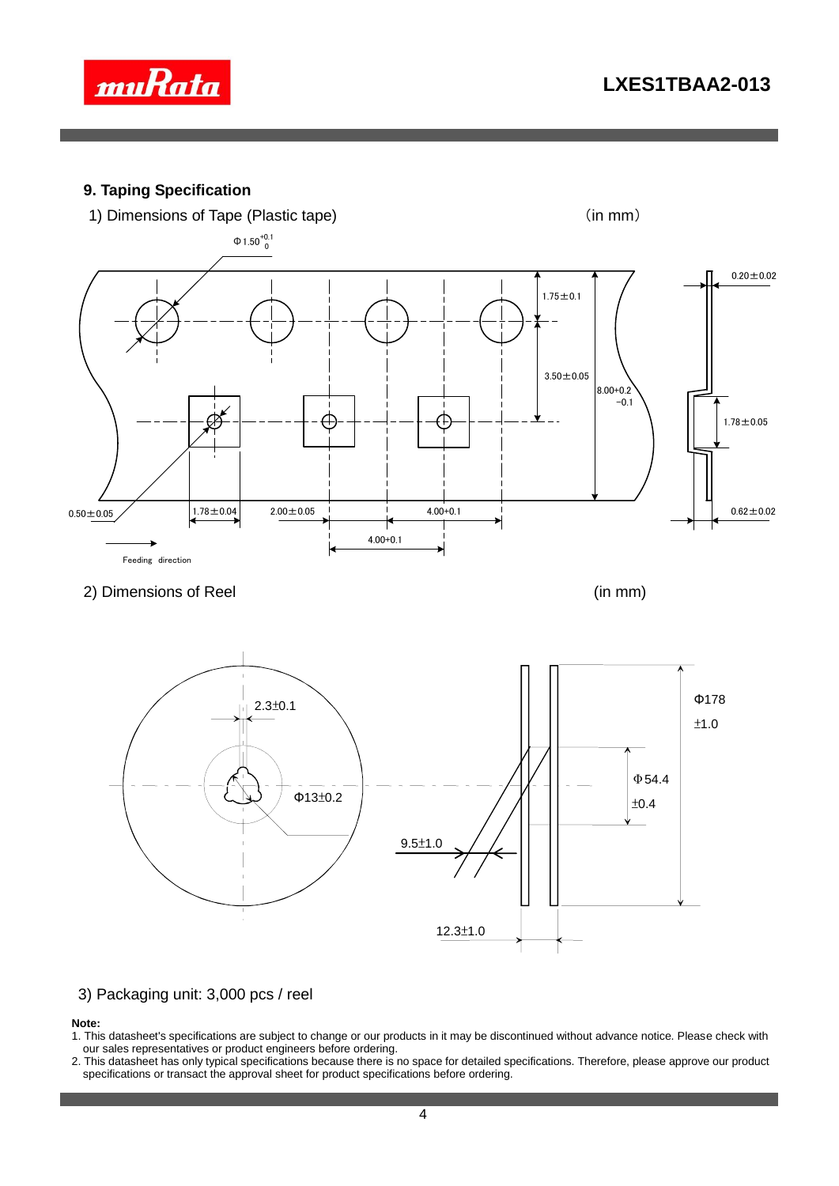## 9. Taping Specification

1) Dimensions of Tape (Plastic tape)

（in mm）

Φ1.50 $^{+0.1}_{0}$

1.75±0.1

3.50±0.05

8.00+0.2 −0.1

0.20±0.02

1.78±0.05

0.62±0.02

0.50±0.05

1.78±0.04

2.00±0.05

4.00+0.1

4.00+0.1

Feeding direction

2) Dimensions of Reel

(in mm)

2.3±0.1

Φ13±0.2

Φ178 ±1.0

Φ54.4 ±0.4

9.5±1.0

12.3±1.0

3) Packaging unit: 3,000 pcs / reel

**Note:**

1. This datasheet's specifications are subject to change or our products in it may be discontinued without advance notice. Please check with our sales representatives or product engineers before ordering.
2. This datasheet has only typical specifications because there is no space for detailed specifications. Therefore, please approve our product specifications or transact the approval sheet for product specifications before ordering.